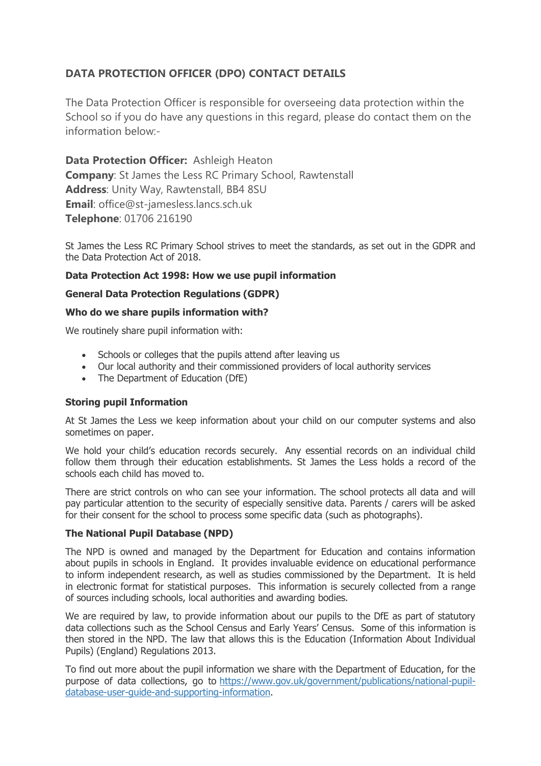## DATA PROTECTION OFFICER (DPO) CONTACT DETAILS

The Data Protection Officer is responsible for overseeing data protection within the School so if you do have any questions in this regard, please do contact them on the information below:-

**Data Protection Officer:** Ashleigh Heaton
**Company**: St James the Less RC Primary School, Rawtenstall
**Address**: Unity Way, Rawtenstall, BB4 8SU
**Email**: office@st-jamesless.lancs.sch.uk
**Telephone**: 01706 216190

St James the Less RC Primary School strives to meet the standards, as set out in the GDPR and the Data Protection Act of 2018.

**Data Protection Act 1998: How we use pupil information**

**General Data Protection Regulations (GDPR)**

**Who do we share pupils information with?**

We routinely share pupil information with:

- Schools or colleges that the pupils attend after leaving us
- Our local authority and their commissioned providers of local authority services
- The Department of Education (DfE)

**Storing pupil Information**

At St James the Less we keep information about your child on our computer systems and also sometimes on paper.

We hold your child's education records securely. Any essential records on an individual child follow them through their education establishments. St James the Less holds a record of the schools each child has moved to.

There are strict controls on who can see your information. The school protects all data and will pay particular attention to the security of especially sensitive data. Parents / carers will be asked for their consent for the school to process some specific data (such as photographs).

**The National Pupil Database (NPD)**

The NPD is owned and managed by the Department for Education and contains information about pupils in schools in England. It provides invaluable evidence on educational performance to inform independent research, as well as studies commissioned by the Department. It is held in electronic format for statistical purposes. This information is securely collected from a range of sources including schools, local authorities and awarding bodies.

We are required by law, to provide information about our pupils to the DfE as part of statutory data collections such as the School Census and Early Years' Census. Some of this information is then stored in the NPD. The law that allows this is the Education (Information About Individual Pupils) (England) Regulations 2013.

To find out more about the pupil information we share with the Department of Education, for the purpose of data collections, go to [https://www.gov.uk/government/publications/national-pupil-database-user-guide-and-supporting-information](https://www.gov.uk/government/publications/national-pupil-database-user-guide-and-supporting-information).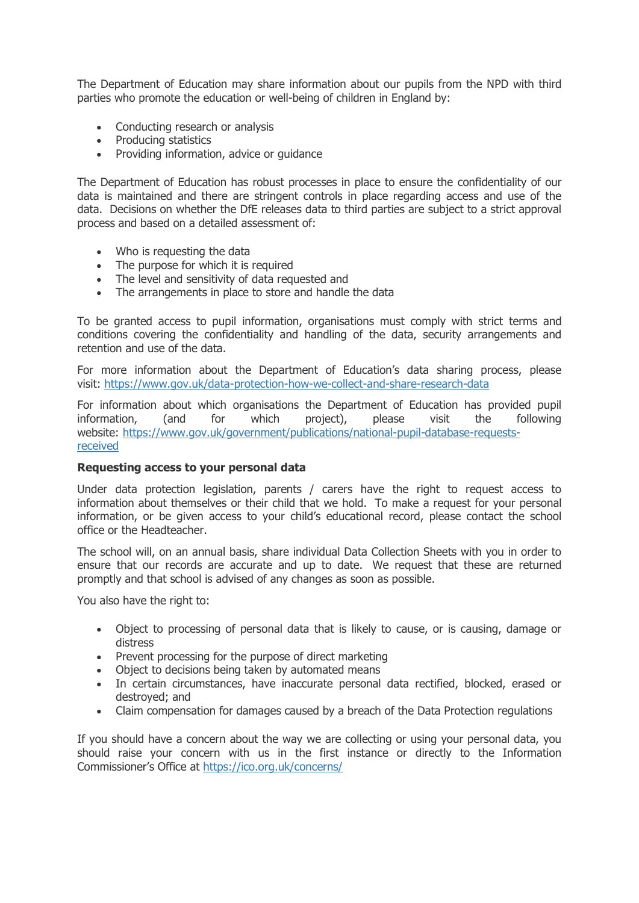The Department of Education may share information about our pupils from the NPD with third parties who promote the education or well-being of children in England by:

- Conducting research or analysis
- Producing statistics
- Providing information, advice or guidance

The Department of Education has robust processes in place to ensure the confidentiality of our data is maintained and there are stringent controls in place regarding access and use of the data. Decisions on whether the DfE releases data to third parties are subject to a strict approval process and based on a detailed assessment of:

- Who is requesting the data
- The purpose for which it is required
- The level and sensitivity of data requested and
- The arrangements in place to store and handle the data

To be granted access to pupil information, organisations must comply with strict terms and conditions covering the confidentiality and handling of the data, security arrangements and retention and use of the data.

For more information about the Department of Education's data sharing process, please visit: https://www.gov.uk/data-protection-how-we-collect-and-share-research-data

For information about which organisations the Department of Education has provided pupil information, (and for which project), please visit the following website: https://www.gov.uk/government/publications/national-pupil-database-requests-received

**Requesting access to your personal data**

Under data protection legislation, parents / carers have the right to request access to information about themselves or their child that we hold. To make a request for your personal information, or be given access to your child's educational record, please contact the school office or the Headteacher.

The school will, on an annual basis, share individual Data Collection Sheets with you in order to ensure that our records are accurate and up to date. We request that these are returned promptly and that school is advised of any changes as soon as possible.

You also have the right to:

- Object to processing of personal data that is likely to cause, or is causing, damage or distress
- Prevent processing for the purpose of direct marketing
- Object to decisions being taken by automated means
- In certain circumstances, have inaccurate personal data rectified, blocked, erased or destroyed; and
- Claim compensation for damages caused by a breach of the Data Protection regulations

If you should have a concern about the way we are collecting or using your personal data, you should raise your concern with us in the first instance or directly to the Information Commissioner's Office at https://ico.org.uk/concerns/